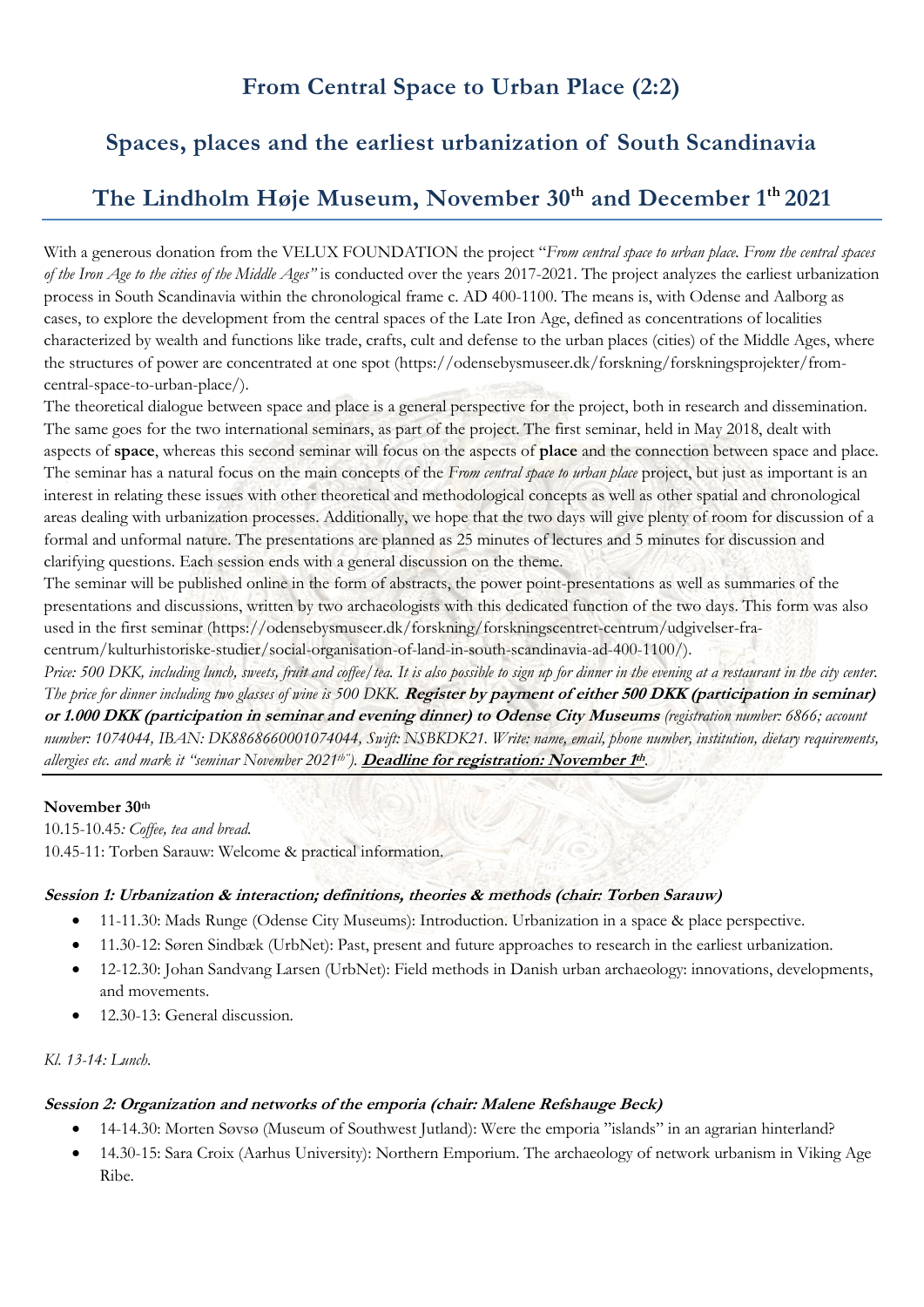## From Central Space to Urban Place (2:2)

## Spaces, places and the earliest urbanization of South Scandinavia

## The Lindholm Høje Museum, November 30th and December 1th 2021

With a generous donation from the VELUX FOUNDATION the project "*From central space to urban place. From the central spaces of the Iron Age to the cities of the Middle Ages"* is conducted over the years 2017-2021. The project analyzes the earliest urbanization process in South Scandinavia within the chronological frame c. AD 400-1100. The means is, with Odense and Aalborg as cases, to explore the development from the central spaces of the Late Iron Age, defined as concentrations of localities characterized by wealth and functions like trade, crafts, cult and defense to the urban places (cities) of the Middle Ages, where the structures of power are concentrated at one spot (https://odensebysmuseer.dk/forskning/forskningsprojekter/from-central-space-to-urban-place/).

The theoretical dialogue between space and place is a general perspective for the project, both in research and dissemination. The same goes for the two international seminars, as part of the project. The first seminar, held in May 2018, dealt with aspects of **space**, whereas this second seminar will focus on the aspects of **place** and the connection between space and place. The seminar has a natural focus on the main concepts of the *From central space to urban place* project, but just as important is an interest in relating these issues with other theoretical and methodological concepts as well as other spatial and chronological areas dealing with urbanization processes. Additionally, we hope that the two days will give plenty of room for discussion of a formal and unformal nature. The presentations are planned as 25 minutes of lectures and 5 minutes for discussion and clarifying questions. Each session ends with a general discussion on the theme.

The seminar will be published online in the form of abstracts, the power point-presentations as well as summaries of the presentations and discussions, written by two archaeologists with this dedicated function of the two days. This form was also used in the first seminar (https://odensebysmuseer.dk/forskning/forskningscentret-centrum/udgivelser-fra-centrum/kulturhistoriske-studier/social-organisation-of-land-in-south-scandinavia-ad-400-1100/).

*Price: 500 DKK, including lunch, sweets, fruit and coffee/tea. It is also possible to sign up for dinner in the evening at a restaurant in the city center. The price for dinner including two glasses of wine is 500 DKK.* ***Register by payment of either 500 DKK (participation in seminar) or 1.000 DKK (participation in seminar and evening dinner) to Odense City Museums*** *(registration number: 6866; account number: 1074044, IBAN: DK8868660001074044, Swift: NSBKDK21. Write: name, email, phone number, institution, dietary requirements, allergies etc. and mark it "seminar November 2021th").* ***Deadline for registration: November 1th***.

**November 30th**

10.15-10.45*: Coffee, tea and bread.*

10.45-11: Torben Sarauw: Welcome & practical information.

***Session 1: Urbanization & interaction; definitions, theories & methods (chair: Torben Sarauw)***

- 11-11.30: Mads Runge (Odense City Museums): Introduction. Urbanization in a space & place perspective.
- 11.30-12: Søren Sindbæk (UrbNet): Past, present and future approaches to research in the earliest urbanization.
- 12-12.30: Johan Sandvang Larsen (UrbNet): Field methods in Danish urban archaeology: innovations, developments, and movements.
- 12.30-13: General discussion.

*Kl. 13-14: Lunch.*

***Session 2: Organization and networks of the emporia (chair: Malene Refshauge Beck)***

- 14-14.30: Morten Søvsø (Museum of Southwest Jutland): Were the emporia "islands" in an agrarian hinterland?
- 14.30-15: Sara Croix (Aarhus University): Northern Emporium. The archaeology of network urbanism in Viking Age Ribe.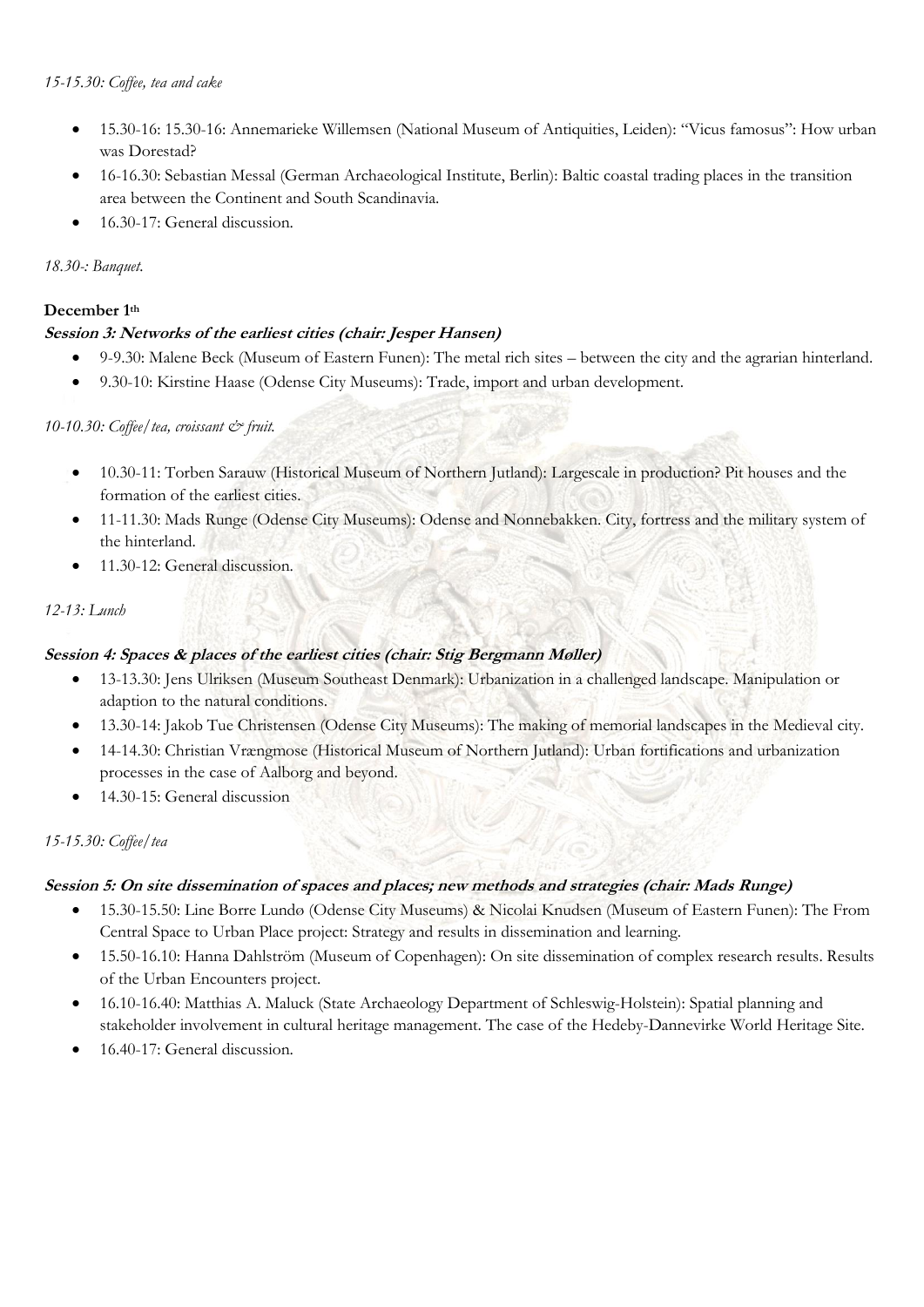*15-15.30: Coffee, tea and cake*

- 15.30-16: 15.30-16: Annemarieke Willemsen (National Museum of Antiquities, Leiden): "Vicus famosus": How urban was Dorestad?
- 16-16.30: Sebastian Messal (German Archaeological Institute, Berlin): Baltic coastal trading places in the transition area between the Continent and South Scandinavia.
- 16.30-17: General discussion.

*18.30-: Banquet.*

**December 1th**

**Session 3: Networks of the earliest cities (chair: Jesper Hansen)**

- 9-9.30: Malene Beck (Museum of Eastern Funen): The metal rich sites – between the city and the agrarian hinterland.
- 9.30-10: Kirstine Haase (Odense City Museums): Trade, import and urban development.

*10-10.30: Coffee/tea, croissant & fruit.*

- 10.30-11: Torben Sarauw (Historical Museum of Northern Jutland): Largescale in production? Pit houses and the formation of the earliest cities.
- 11-11.30: Mads Runge (Odense City Museums): Odense and Nonnebakken. City, fortress and the military system of the hinterland.
- 11.30-12: General discussion.

*12-13: Lunch*

**Session 4: Spaces & places of the earliest cities (chair: Stig Bergmann Møller)**

- 13-13.30: Jens Ulriksen (Museum Southeast Denmark): Urbanization in a challenged landscape. Manipulation or adaption to the natural conditions.
- 13.30-14: Jakob Tue Christensen (Odense City Museums): The making of memorial landscapes in the Medieval city.
- 14-14.30: Christian Vrængmose (Historical Museum of Northern Jutland): Urban fortifications and urbanization processes in the case of Aalborg and beyond.
- 14.30-15: General discussion

*15-15.30: Coffee/tea*

**Session 5: On site dissemination of spaces and places; new methods and strategies (chair: Mads Runge)**

- 15.30-15.50: Line Borre Lundø (Odense City Museums) & Nicolai Knudsen (Museum of Eastern Funen): The From Central Space to Urban Place project: Strategy and results in dissemination and learning.
- 15.50-16.10: Hanna Dahlström (Museum of Copenhagen): On site dissemination of complex research results. Results of the Urban Encounters project.
- 16.10-16.40: Matthias A. Maluck (State Archaeology Department of Schleswig-Holstein): Spatial planning and stakeholder involvement in cultural heritage management. The case of the Hedeby-Dannevirke World Heritage Site.
- 16.40-17: General discussion.